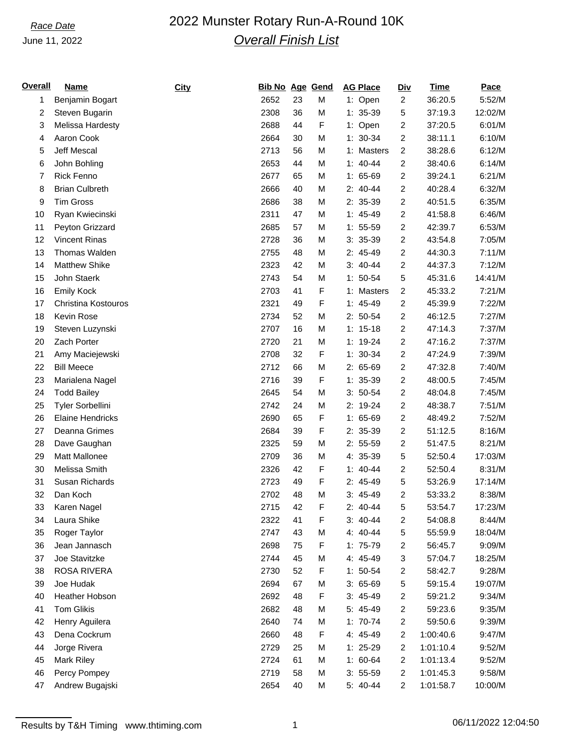*Race Date*
June 11, 2022

# 2022 Munster Rotary Run-A-Round 10K

## *Overall Finish List*

| Overall | Name | City | Bib No | Age | Gend | AG Place | Div | Time | Pace |
|---|---|---|---|---|---|---|---|---|---|
| 1 | Benjamin Bogart | | 2652 | 23 | M | 1: Open | 2 | 36:20.5 | 5:52/M |
| 2 | Steven Bugarin | | 2308 | 36 | M | 1: 35-39 | 5 | 37:19.3 | 12:02/M |
| 3 | Melissa Hardesty | | 2688 | 44 | F | 1: Open | 2 | 37:20.5 | 6:01/M |
| 4 | Aaron Cook | | 2664 | 30 | M | 1: 30-34 | 2 | 38:11.1 | 6:10/M |
| 5 | Jeff Mescal | | 2713 | 56 | M | 1: Masters | 2 | 38:28.6 | 6:12/M |
| 6 | John Bohling | | 2653 | 44 | M | 1: 40-44 | 2 | 38:40.6 | 6:14/M |
| 7 | Rick Fenno | | 2677 | 65 | M | 1: 65-69 | 2 | 39:24.1 | 6:21/M |
| 8 | Brian Culbreth | | 2666 | 40 | M | 2: 40-44 | 2 | 40:28.4 | 6:32/M |
| 9 | Tim Gross | | 2686 | 38 | M | 2: 35-39 | 2 | 40:51.5 | 6:35/M |
| 10 | Ryan Kwiecinski | | 2311 | 47 | M | 1: 45-49 | 2 | 41:58.8 | 6:46/M |
| 11 | Peyton Grizzard | | 2685 | 57 | M | 1: 55-59 | 2 | 42:39.7 | 6:53/M |
| 12 | Vincent Rinas | | 2728 | 36 | M | 3: 35-39 | 2 | 43:54.8 | 7:05/M |
| 13 | Thomas Walden | | 2755 | 48 | M | 2: 45-49 | 2 | 44:30.3 | 7:11/M |
| 14 | Matthew Shike | | 2323 | 42 | M | 3: 40-44 | 2 | 44:37.3 | 7:12/M |
| 15 | John Staerk | | 2743 | 54 | M | 1: 50-54 | 5 | 45:31.6 | 14:41/M |
| 16 | Emily Kock | | 2703 | 41 | F | 1: Masters | 2 | 45:33.2 | 7:21/M |
| 17 | Christina Kostouros | | 2321 | 49 | F | 1: 45-49 | 2 | 45:39.9 | 7:22/M |
| 18 | Kevin Rose | | 2734 | 52 | M | 2: 50-54 | 2 | 46:12.5 | 7:27/M |
| 19 | Steven Luzynski | | 2707 | 16 | M | 1: 15-18 | 2 | 47:14.3 | 7:37/M |
| 20 | Zach Porter | | 2720 | 21 | M | 1: 19-24 | 2 | 47:16.2 | 7:37/M |
| 21 | Amy Maciejewski | | 2708 | 32 | F | 1: 30-34 | 2 | 47:24.9 | 7:39/M |
| 22 | Bill Meece | | 2712 | 66 | M | 2: 65-69 | 2 | 47:32.8 | 7:40/M |
| 23 | Marialena Nagel | | 2716 | 39 | F | 1: 35-39 | 2 | 48:00.5 | 7:45/M |
| 24 | Todd Bailey | | 2645 | 54 | M | 3: 50-54 | 2 | 48:04.8 | 7:45/M |
| 25 | Tyler Sorbellini | | 2742 | 24 | M | 2: 19-24 | 2 | 48:38.7 | 7:51/M |
| 26 | Elaine Hendricks | | 2690 | 65 | F | 1: 65-69 | 2 | 48:49.2 | 7:52/M |
| 27 | Deanna Grimes | | 2684 | 39 | F | 2: 35-39 | 2 | 51:12.5 | 8:16/M |
| 28 | Dave Gaughan | | 2325 | 59 | M | 2: 55-59 | 2 | 51:47.5 | 8:21/M |
| 29 | Matt Mallonee | | 2709 | 36 | M | 4: 35-39 | 5 | 52:50.4 | 17:03/M |
| 30 | Melissa Smith | | 2326 | 42 | F | 1: 40-44 | 2 | 52:50.4 | 8:31/M |
| 31 | Susan Richards | | 2723 | 49 | F | 2: 45-49 | 5 | 53:26.9 | 17:14/M |
| 32 | Dan Koch | | 2702 | 48 | M | 3: 45-49 | 2 | 53:33.2 | 8:38/M |
| 33 | Karen Nagel | | 2715 | 42 | F | 2: 40-44 | 5 | 53:54.7 | 17:23/M |
| 34 | Laura Shike | | 2322 | 41 | F | 3: 40-44 | 2 | 54:08.8 | 8:44/M |
| 35 | Roger Taylor | | 2747 | 43 | M | 4: 40-44 | 5 | 55:59.9 | 18:04/M |
| 36 | Jean Jannasch | | 2698 | 75 | F | 1: 75-79 | 2 | 56:45.7 | 9:09/M |
| 37 | Joe Stavitzke | | 2744 | 45 | M | 4: 45-49 | 3 | 57:04.7 | 18:25/M |
| 38 | ROSA RIVERA | | 2730 | 52 | F | 1: 50-54 | 2 | 58:42.7 | 9:28/M |
| 39 | Joe Hudak | | 2694 | 67 | M | 3: 65-69 | 5 | 59:15.4 | 19:07/M |
| 40 | Heather Hobson | | 2692 | 48 | F | 3: 45-49 | 2 | 59:21.2 | 9:34/M |
| 41 | Tom Glikis | | 2682 | 48 | M | 5: 45-49 | 2 | 59:23.6 | 9:35/M |
| 42 | Henry Aguilera | | 2640 | 74 | M | 1: 70-74 | 2 | 59:50.6 | 9:39/M |
| 43 | Dena Cockrum | | 2660 | 48 | F | 4: 45-49 | 2 | 1:00:40.6 | 9:47/M |
| 44 | Jorge Rivera | | 2729 | 25 | M | 1: 25-29 | 2 | 1:01:10.4 | 9:52/M |
| 45 | Mark Riley | | 2724 | 61 | M | 1: 60-64 | 2 | 1:01:13.4 | 9:52/M |
| 46 | Percy Pompey | | 2719 | 58 | M | 3: 55-59 | 2 | 1:01:45.3 | 9:58/M |
| 47 | Andrew Bugajski | | 2654 | 40 | M | 5: 40-44 | 2 | 1:01:58.7 | 10:00/M |

Results by T&H Timing www.thtiming.com 06/11/2022 12:04:50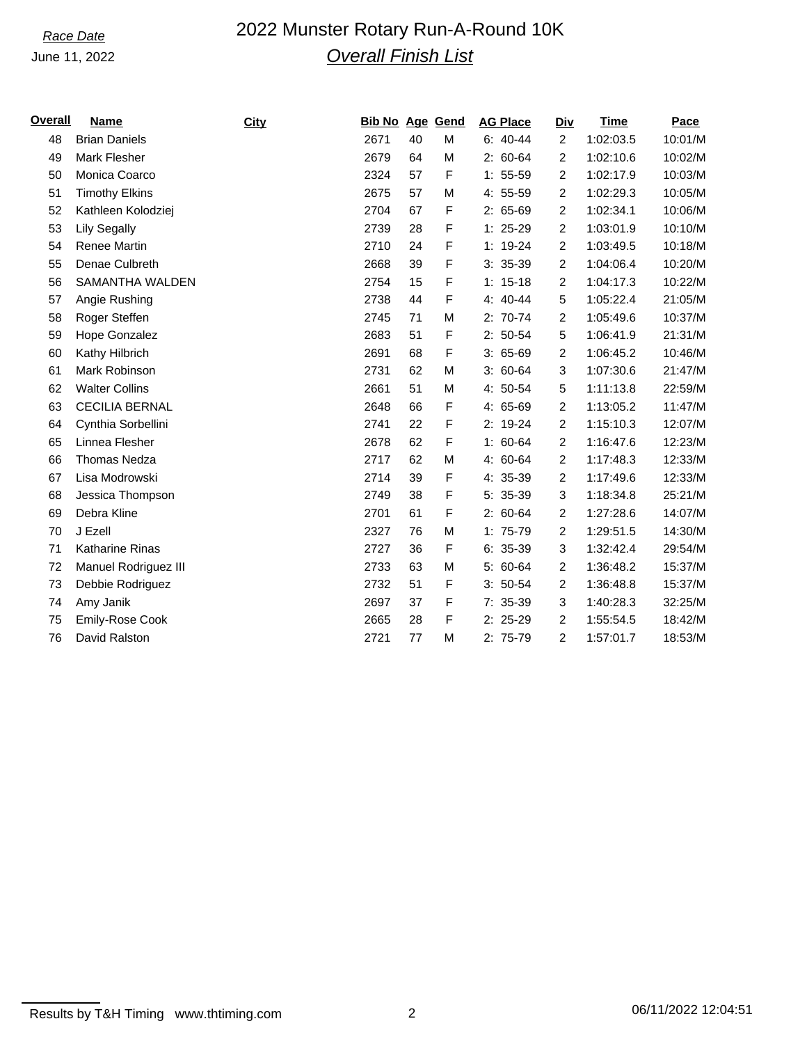*Race Date*

June 11, 2022

# 2022 Munster Rotary Run-A-Round 10K

## *Overall Finish List*

| Overall | Name | City | Bib No | Age | Gend | AG Place | Div | Time | Pace |
|---|---|---|---|---|---|---|---|---|---|
| 48 | Brian Daniels | | 2671 | 40 | M | 6: 40-44 | 2 | 1:02:03.5 | 10:01/M |
| 49 | Mark Flesher | | 2679 | 64 | M | 2: 60-64 | 2 | 1:02:10.6 | 10:02/M |
| 50 | Monica Coarco | | 2324 | 57 | F | 1: 55-59 | 2 | 1:02:17.9 | 10:03/M |
| 51 | Timothy Elkins | | 2675 | 57 | M | 4: 55-59 | 2 | 1:02:29.3 | 10:05/M |
| 52 | Kathleen Kolodziej | | 2704 | 67 | F | 2: 65-69 | 2 | 1:02:34.1 | 10:06/M |
| 53 | Lily Segally | | 2739 | 28 | F | 1: 25-29 | 2 | 1:03:01.9 | 10:10/M |
| 54 | Renee Martin | | 2710 | 24 | F | 1: 19-24 | 2 | 1:03:49.5 | 10:18/M |
| 55 | Denae Culbreth | | 2668 | 39 | F | 3: 35-39 | 2 | 1:04:06.4 | 10:20/M |
| 56 | SAMANTHA WALDEN | | 2754 | 15 | F | 1: 15-18 | 2 | 1:04:17.3 | 10:22/M |
| 57 | Angie Rushing | | 2738 | 44 | F | 4: 40-44 | 5 | 1:05:22.4 | 21:05/M |
| 58 | Roger Steffen | | 2745 | 71 | M | 2: 70-74 | 2 | 1:05:49.6 | 10:37/M |
| 59 | Hope Gonzalez | | 2683 | 51 | F | 2: 50-54 | 5 | 1:06:41.9 | 21:31/M |
| 60 | Kathy Hilbrich | | 2691 | 68 | F | 3: 65-69 | 2 | 1:06:45.2 | 10:46/M |
| 61 | Mark Robinson | | 2731 | 62 | M | 3: 60-64 | 3 | 1:07:30.6 | 21:47/M |
| 62 | Walter Collins | | 2661 | 51 | M | 4: 50-54 | 5 | 1:11:13.8 | 22:59/M |
| 63 | CECILIA BERNAL | | 2648 | 66 | F | 4: 65-69 | 2 | 1:13:05.2 | 11:47/M |
| 64 | Cynthia Sorbellini | | 2741 | 22 | F | 2: 19-24 | 2 | 1:15:10.3 | 12:07/M |
| 65 | Linnea Flesher | | 2678 | 62 | F | 1: 60-64 | 2 | 1:16:47.6 | 12:23/M |
| 66 | Thomas Nedza | | 2717 | 62 | M | 4: 60-64 | 2 | 1:17:48.3 | 12:33/M |
| 67 | Lisa Modrowski | | 2714 | 39 | F | 4: 35-39 | 2 | 1:17:49.6 | 12:33/M |
| 68 | Jessica Thompson | | 2749 | 38 | F | 5: 35-39 | 3 | 1:18:34.8 | 25:21/M |
| 69 | Debra Kline | | 2701 | 61 | F | 2: 60-64 | 2 | 1:27:28.6 | 14:07/M |
| 70 | J Ezell | | 2327 | 76 | M | 1: 75-79 | 2 | 1:29:51.5 | 14:30/M |
| 71 | Katharine Rinas | | 2727 | 36 | F | 6: 35-39 | 3 | 1:32:42.4 | 29:54/M |
| 72 | Manuel Rodriguez III | | 2733 | 63 | M | 5: 60-64 | 2 | 1:36:48.2 | 15:37/M |
| 73 | Debbie Rodriguez | | 2732 | 51 | F | 3: 50-54 | 2 | 1:36:48.8 | 15:37/M |
| 74 | Amy Janik | | 2697 | 37 | F | 7: 35-39 | 3 | 1:40:28.3 | 32:25/M |
| 75 | Emily-Rose Cook | | 2665 | 28 | F | 2: 25-29 | 2 | 1:55:54.5 | 18:42/M |
| 76 | David Ralston | | 2721 | 77 | M | 2: 75-79 | 2 | 1:57:01.7 | 18:53/M |

Results by T&H Timing www.thtiming.com

06/11/2022 12:04:51